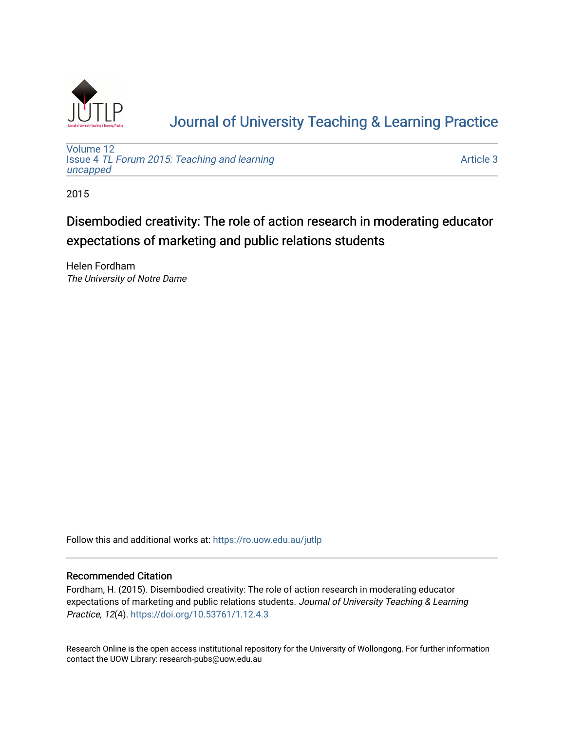# Journal of University Teaching & Learning Practice

Volume 12
Issue 4 *TL Forum 2015: Teaching and learning uncapped*

Article 3

2015

## Disembodied creativity: The role of action research in moderating educator expectations of marketing and public relations students

Helen Fordham
*The University of Notre Dame*

Follow this and additional works at: https://ro.uow.edu.au/jutlp

### Recommended Citation

Fordham, H. (2015). Disembodied creativity: The role of action research in moderating educator expectations of marketing and public relations students. *Journal of University Teaching & Learning Practice, 12*(4). https://doi.org/10.53761/1.12.4.3

Research Online is the open access institutional repository for the University of Wollongong. For further information contact the UOW Library: research-pubs@uow.edu.au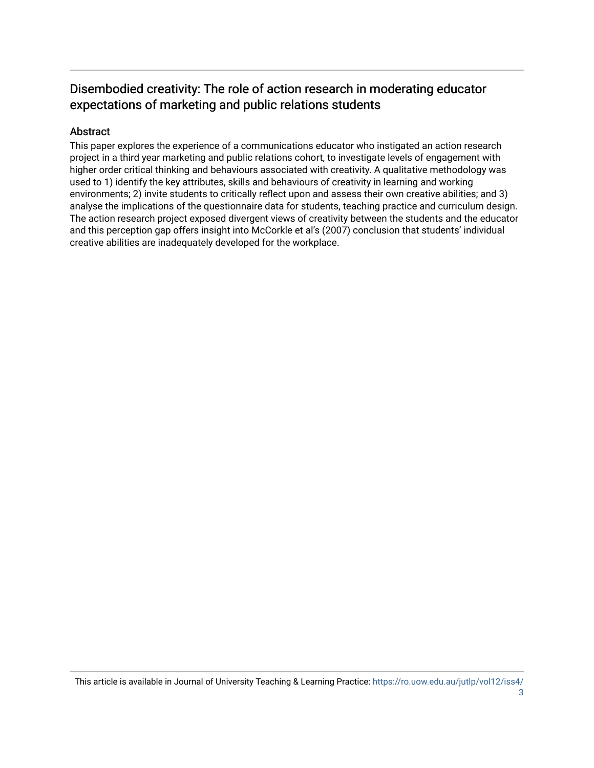## Disembodied creativity: The role of action research in moderating educator expectations of marketing and public relations students

### Abstract

This paper explores the experience of a communications educator who instigated an action research project in a third year marketing and public relations cohort, to investigate levels of engagement with higher order critical thinking and behaviours associated with creativity. A qualitative methodology was used to 1) identify the key attributes, skills and behaviours of creativity in learning and working environments; 2) invite students to critically reflect upon and assess their own creative abilities; and 3) analyse the implications of the questionnaire data for students, teaching practice and curriculum design. The action research project exposed divergent views of creativity between the students and the educator and this perception gap offers insight into McCorkle et al's (2007) conclusion that students' individual creative abilities are inadequately developed for the workplace.

This article is available in Journal of University Teaching & Learning Practice: https://ro.uow.edu.au/jutlp/vol12/iss4/3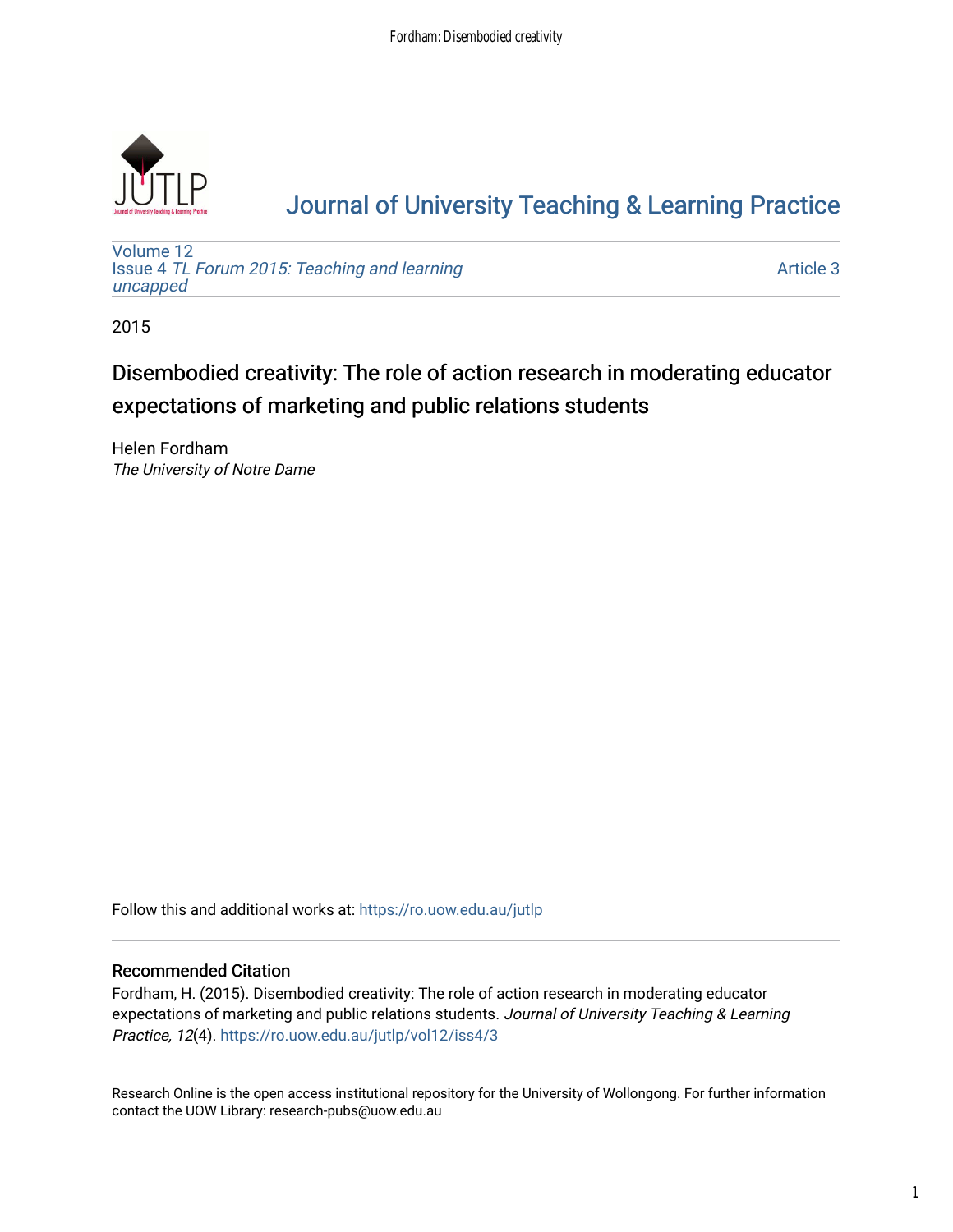# Journal of University Teaching & Learning Practice

Volume 12
Issue 4 *TL Forum 2015: Teaching and learning uncapped*

Article 3

2015

## Disembodied creativity: The role of action research in moderating educator expectations of marketing and public relations students

Helen Fordham
*The University of Notre Dame*

Follow this and additional works at: https://ro.uow.edu.au/jutlp

### Recommended Citation

Fordham, H. (2015). Disembodied creativity: The role of action research in moderating educator expectations of marketing and public relations students. *Journal of University Teaching & Learning Practice, 12*(4). https://ro.uow.edu.au/jutlp/vol12/iss4/3

Research Online is the open access institutional repository for the University of Wollongong. For further information contact the UOW Library: research-pubs@uow.edu.au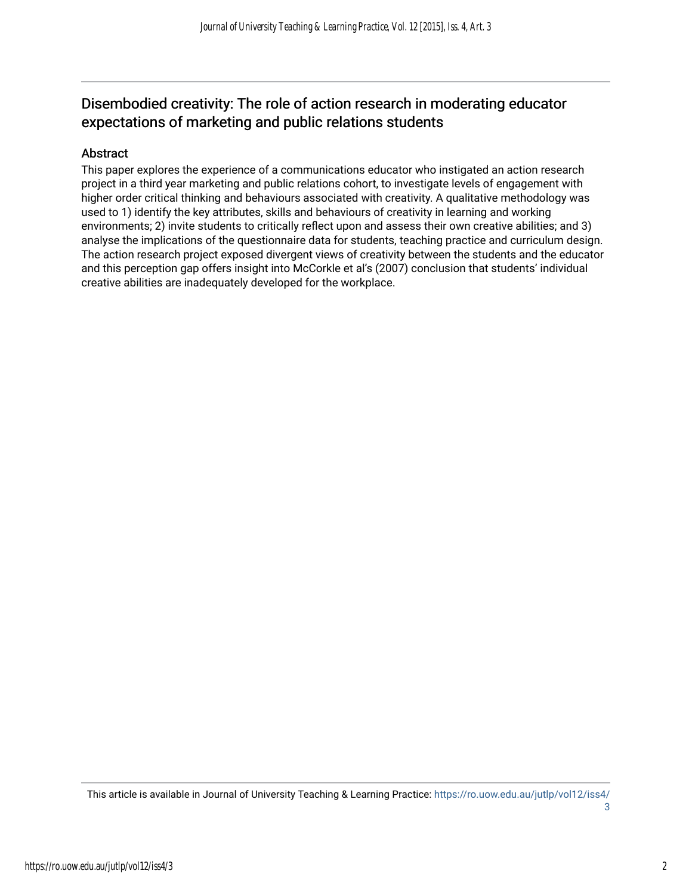## Disembodied creativity: The role of action research in moderating educator expectations of marketing and public relations students

### Abstract

This paper explores the experience of a communications educator who instigated an action research project in a third year marketing and public relations cohort, to investigate levels of engagement with higher order critical thinking and behaviours associated with creativity. A qualitative methodology was used to 1) identify the key attributes, skills and behaviours of creativity in learning and working environments; 2) invite students to critically reflect upon and assess their own creative abilities; and 3) analyse the implications of the questionnaire data for students, teaching practice and curriculum design. The action research project exposed divergent views of creativity between the students and the educator and this perception gap offers insight into McCorkle et al's (2007) conclusion that students' individual creative abilities are inadequately developed for the workplace.

This article is available in Journal of University Teaching & Learning Practice: https://ro.uow.edu.au/jutlp/vol12/iss4/3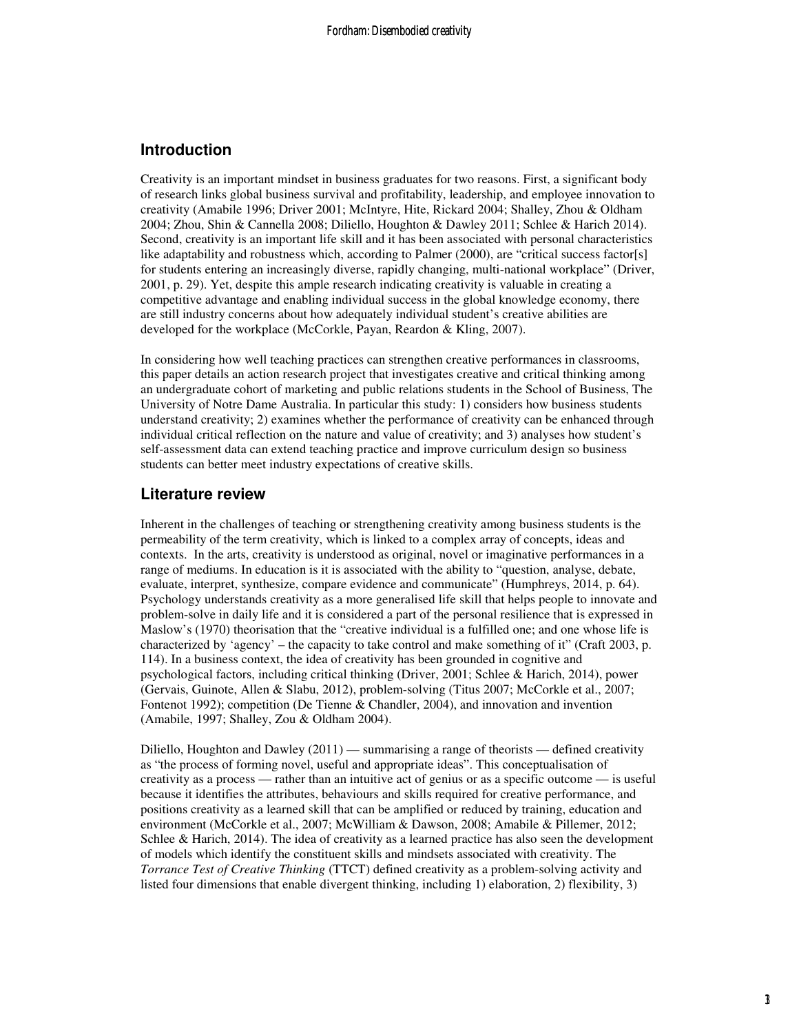## Introduction

Creativity is an important mindset in business graduates for two reasons. First, a significant body of research links global business survival and profitability, leadership, and employee innovation to creativity (Amabile 1996; Driver 2001; McIntyre, Hite, Rickard 2004; Shalley, Zhou & Oldham 2004; Zhou, Shin & Cannella 2008; Diliello, Houghton & Dawley 2011; Schlee & Harich 2014). Second, creativity is an important life skill and it has been associated with personal characteristics like adaptability and robustness which, according to Palmer (2000), are "critical success factor[s] for students entering an increasingly diverse, rapidly changing, multi-national workplace" (Driver, 2001, p. 29). Yet, despite this ample research indicating creativity is valuable in creating a competitive advantage and enabling individual success in the global knowledge economy, there are still industry concerns about how adequately individual student's creative abilities are developed for the workplace (McCorkle, Payan, Reardon & Kling, 2007).

In considering how well teaching practices can strengthen creative performances in classrooms, this paper details an action research project that investigates creative and critical thinking among an undergraduate cohort of marketing and public relations students in the School of Business, The University of Notre Dame Australia. In particular this study: 1) considers how business students understand creativity; 2) examines whether the performance of creativity can be enhanced through individual critical reflection on the nature and value of creativity; and 3) analyses how student's self-assessment data can extend teaching practice and improve curriculum design so business students can better meet industry expectations of creative skills.

## Literature review

Inherent in the challenges of teaching or strengthening creativity among business students is the permeability of the term creativity, which is linked to a complex array of concepts, ideas and contexts. In the arts, creativity is understood as original, novel or imaginative performances in a range of mediums. In education is it is associated with the ability to "question, analyse, debate, evaluate, interpret, synthesize, compare evidence and communicate" (Humphreys, 2014, p. 64). Psychology understands creativity as a more generalised life skill that helps people to innovate and problem-solve in daily life and it is considered a part of the personal resilience that is expressed in Maslow's (1970) theorisation that the "creative individual is a fulfilled one; and one whose life is characterized by 'agency' – the capacity to take control and make something of it" (Craft 2003, p. 114). In a business context, the idea of creativity has been grounded in cognitive and psychological factors, including critical thinking (Driver, 2001; Schlee & Harich, 2014), power (Gervais, Guinote, Allen & Slabu, 2012), problem-solving (Titus 2007; McCorkle et al., 2007; Fontenot 1992); competition (De Tienne & Chandler, 2004), and innovation and invention (Amabile, 1997; Shalley, Zou & Oldham 2004).

Diliello, Houghton and Dawley (2011) — summarising a range of theorists — defined creativity as "the process of forming novel, useful and appropriate ideas". This conceptualisation of creativity as a process — rather than an intuitive act of genius or as a specific outcome — is useful because it identifies the attributes, behaviours and skills required for creative performance, and positions creativity as a learned skill that can be amplified or reduced by training, education and environment (McCorkle et al., 2007; McWilliam & Dawson, 2008; Amabile & Pillemer, 2012; Schlee & Harich, 2014). The idea of creativity as a learned practice has also seen the development of models which identify the constituent skills and mindsets associated with creativity. The *Torrance Test of Creative Thinking* (TTCT) defined creativity as a problem-solving activity and listed four dimensions that enable divergent thinking, including 1) elaboration, 2) flexibility, 3)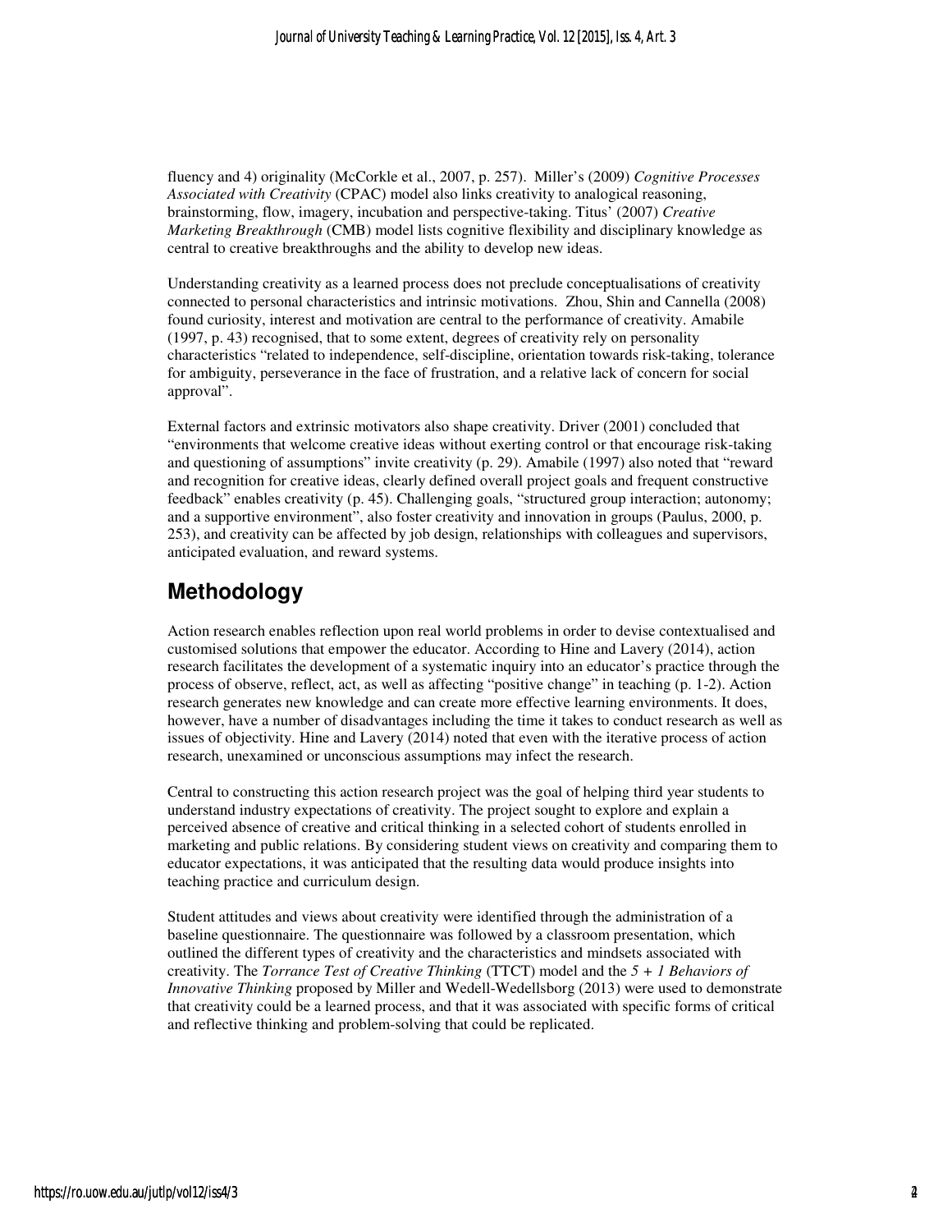fluency and 4) originality (McCorkle et al., 2007, p. 257). Miller's (2009) *Cognitive Processes Associated with Creativity* (CPAC) model also links creativity to analogical reasoning, brainstorming, flow, imagery, incubation and perspective-taking. Titus' (2007) *Creative Marketing Breakthrough* (CMB) model lists cognitive flexibility and disciplinary knowledge as central to creative breakthroughs and the ability to develop new ideas.

Understanding creativity as a learned process does not preclude conceptualisations of creativity connected to personal characteristics and intrinsic motivations. Zhou, Shin and Cannella (2008) found curiosity, interest and motivation are central to the performance of creativity. Amabile (1997, p. 43) recognised, that to some extent, degrees of creativity rely on personality characteristics "related to independence, self-discipline, orientation towards risk-taking, tolerance for ambiguity, perseverance in the face of frustration, and a relative lack of concern for social approval".

External factors and extrinsic motivators also shape creativity. Driver (2001) concluded that "environments that welcome creative ideas without exerting control or that encourage risk-taking and questioning of assumptions" invite creativity (p. 29). Amabile (1997) also noted that "reward and recognition for creative ideas, clearly defined overall project goals and frequent constructive feedback" enables creativity (p. 45). Challenging goals, "structured group interaction; autonomy; and a supportive environment", also foster creativity and innovation in groups (Paulus, 2000, p. 253), and creativity can be affected by job design, relationships with colleagues and supervisors, anticipated evaluation, and reward systems.

## Methodology

Action research enables reflection upon real world problems in order to devise contextualised and customised solutions that empower the educator. According to Hine and Lavery (2014), action research facilitates the development of a systematic inquiry into an educator's practice through the process of observe, reflect, act, as well as affecting "positive change" in teaching (p. 1-2). Action research generates new knowledge and can create more effective learning environments. It does, however, have a number of disadvantages including the time it takes to conduct research as well as issues of objectivity. Hine and Lavery (2014) noted that even with the iterative process of action research, unexamined or unconscious assumptions may infect the research.

Central to constructing this action research project was the goal of helping third year students to understand industry expectations of creativity. The project sought to explore and explain a perceived absence of creative and critical thinking in a selected cohort of students enrolled in marketing and public relations. By considering student views on creativity and comparing them to educator expectations, it was anticipated that the resulting data would produce insights into teaching practice and curriculum design.

Student attitudes and views about creativity were identified through the administration of a baseline questionnaire. The questionnaire was followed by a classroom presentation, which outlined the different types of creativity and the characteristics and mindsets associated with creativity. The *Torrance Test of Creative Thinking* (TTCT) model and the *5 + 1 Behaviors of Innovative Thinking* proposed by Miller and Wedell-Wedellsborg (2013) were used to demonstrate that creativity could be a learned process, and that it was associated with specific forms of critical and reflective thinking and problem-solving that could be replicated.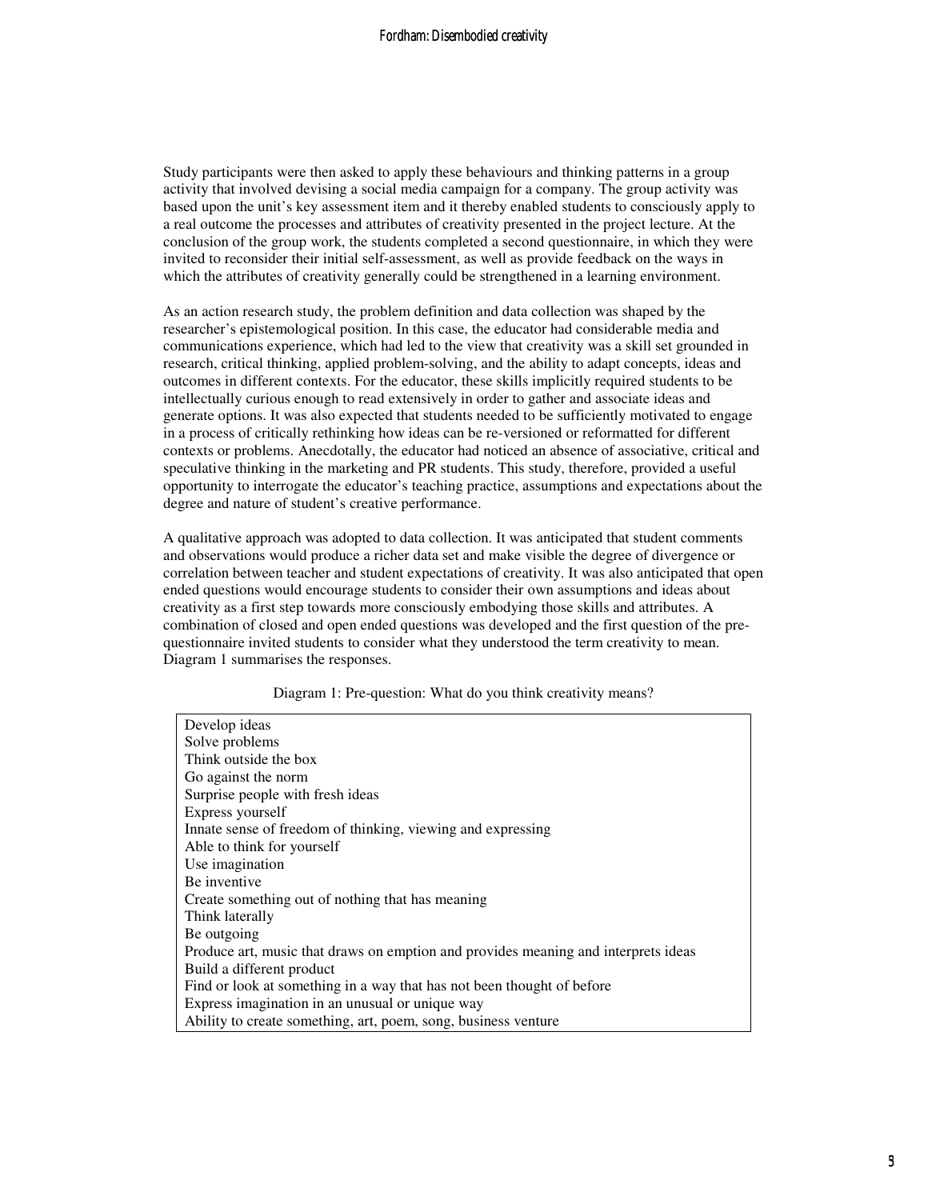Study participants were then asked to apply these behaviours and thinking patterns in a group activity that involved devising a social media campaign for a company. The group activity was based upon the unit's key assessment item and it thereby enabled students to consciously apply to a real outcome the processes and attributes of creativity presented in the project lecture. At the conclusion of the group work, the students completed a second questionnaire, in which they were invited to reconsider their initial self-assessment, as well as provide feedback on the ways in which the attributes of creativity generally could be strengthened in a learning environment.

As an action research study, the problem definition and data collection was shaped by the researcher's epistemological position. In this case, the educator had considerable media and communications experience, which had led to the view that creativity was a skill set grounded in research, critical thinking, applied problem-solving, and the ability to adapt concepts, ideas and outcomes in different contexts. For the educator, these skills implicitly required students to be intellectually curious enough to read extensively in order to gather and associate ideas and generate options. It was also expected that students needed to be sufficiently motivated to engage in a process of critically rethinking how ideas can be re-versioned or reformatted for different contexts or problems. Anecdotally, the educator had noticed an absence of associative, critical and speculative thinking in the marketing and PR students. This study, therefore, provided a useful opportunity to interrogate the educator's teaching practice, assumptions and expectations about the degree and nature of student's creative performance.

A qualitative approach was adopted to data collection. It was anticipated that student comments and observations would produce a richer data set and make visible the degree of divergence or correlation between teacher and student expectations of creativity. It was also anticipated that open ended questions would encourage students to consider their own assumptions and ideas about creativity as a first step towards more consciously embodying those skills and attributes. A combination of closed and open ended questions was developed and the first question of the pre-questionnaire invited students to consider what they understood the term creativity to mean. Diagram 1 summarises the responses.

Diagram 1: Pre-question: What do you think creativity means?

| |
|---|
| Develop ideas |
| Solve problems |
| Think outside the box |
| Go against the norm |
| Surprise people with fresh ideas |
| Express yourself |
| Innate sense of freedom of thinking, viewing and expressing |
| Able to think for yourself |
| Use imagination |
| Be inventive |
| Create something out of nothing that has meaning |
| Think laterally |
| Be outgoing |
| Produce art, music that draws on emption and provides meaning and interprets ideas |
| Build a different product |
| Find or look at something in a way that has not been thought of before |
| Express imagination in an unusual or unique way |
| Ability to create something, art, poem, song, business venture |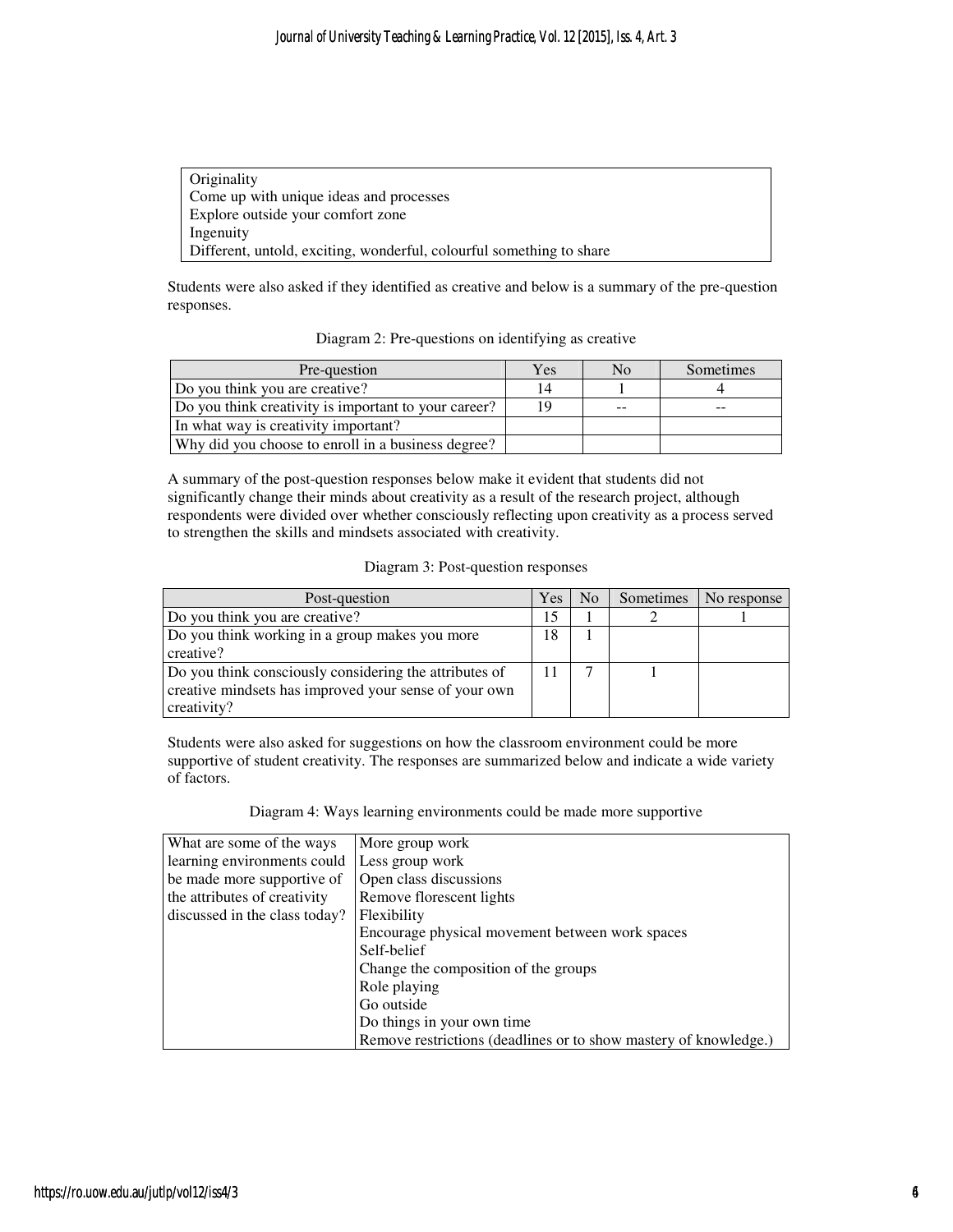| Originality |
| --- |
| Come up with unique ideas and processes |
| Explore outside your comfort zone |
| Ingenuity |
| Different, untold, exciting, wonderful, colourful something to share |

Students were also asked if they identified as creative and below is a summary of the pre-question responses.

Diagram 2: Pre-questions on identifying as creative

| Pre-question | Yes | No | Sometimes |
| --- | --- | --- | --- |
| Do you think you are creative? | 14 | 1 | 4 |
| Do you think creativity is important to your career? | 19 | -- | -- |
| In what way is creativity important? | | | |
| Why did you choose to enroll in a business degree? | | | |

A summary of the post-question responses below make it evident that students did not significantly change their minds about creativity as a result of the research project, although respondents were divided over whether consciously reflecting upon creativity as a process served to strengthen the skills and mindsets associated with creativity.

Diagram 3: Post-question responses

| Post-question | Yes | No | Sometimes | No response |
| --- | --- | --- | --- | --- |
| Do you think you are creative? | 15 | 1 | 2 | 1 |
| Do you think working in a group makes you more creative? | 18 | 1 | | |
| Do you think consciously considering the attributes of creative mindsets has improved your sense of your own creativity? | 11 | 7 | 1 | |

Students were also asked for suggestions on how the classroom environment could be more supportive of student creativity. The responses are summarized below and indicate a wide variety of factors.

Diagram 4: Ways learning environments could be made more supportive

| What are some of the ways learning environments could be made more supportive of the attributes of creativity discussed in the class today? | More group work |
| --- | --- |
| | Less group work |
| | Open class discussions |
| | Remove florescent lights |
| | Flexibility |
| | Encourage physical movement between work spaces |
| | Self-belief |
| | Change the composition of the groups |
| | Role playing |
| | Go outside |
| | Do things in your own time |
| | Remove restrictions (deadlines or to show mastery of knowledge.) |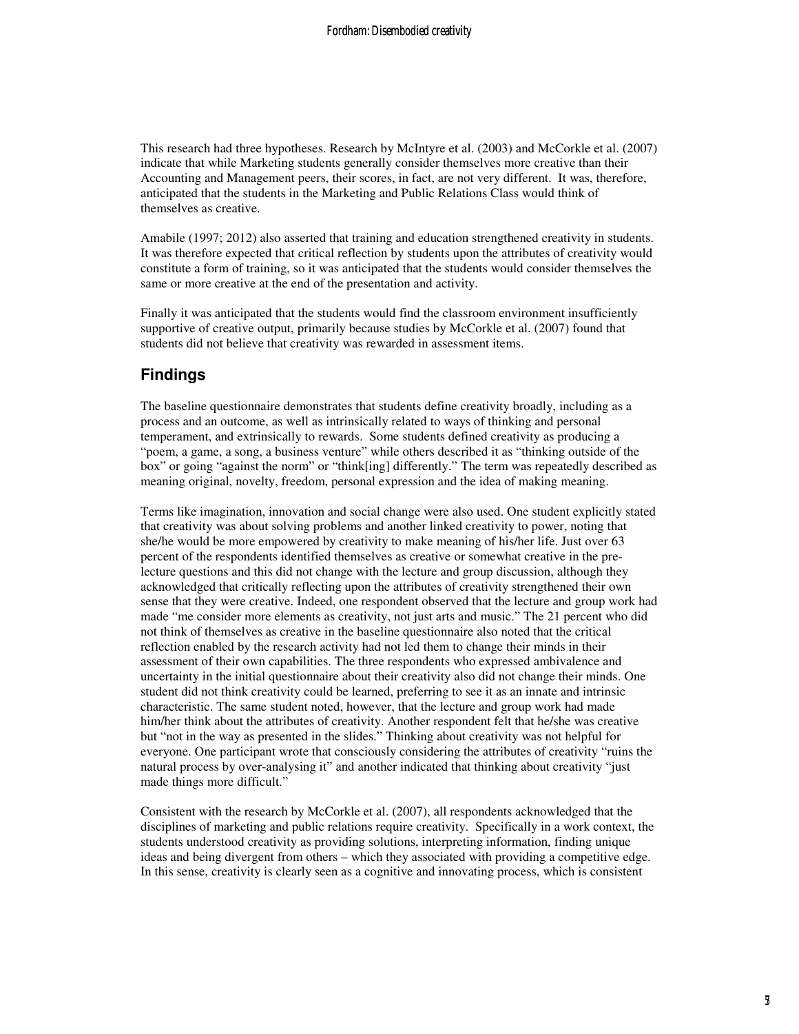This research had three hypotheses. Research by McIntyre et al. (2003) and McCorkle et al. (2007) indicate that while Marketing students generally consider themselves more creative than their Accounting and Management peers, their scores, in fact, are not very different. It was, therefore, anticipated that the students in the Marketing and Public Relations Class would think of themselves as creative.

Amabile (1997; 2012) also asserted that training and education strengthened creativity in students. It was therefore expected that critical reflection by students upon the attributes of creativity would constitute a form of training, so it was anticipated that the students would consider themselves the same or more creative at the end of the presentation and activity.

Finally it was anticipated that the students would find the classroom environment insufficiently supportive of creative output, primarily because studies by McCorkle et al. (2007) found that students did not believe that creativity was rewarded in assessment items.

## Findings

The baseline questionnaire demonstrates that students define creativity broadly, including as a process and an outcome, as well as intrinsically related to ways of thinking and personal temperament, and extrinsically to rewards. Some students defined creativity as producing a "poem, a game, a song, a business venture" while others described it as "thinking outside of the box" or going "against the norm" or "think[ing] differently." The term was repeatedly described as meaning original, novelty, freedom, personal expression and the idea of making meaning.

Terms like imagination, innovation and social change were also used. One student explicitly stated that creativity was about solving problems and another linked creativity to power, noting that she/he would be more empowered by creativity to make meaning of his/her life. Just over 63 percent of the respondents identified themselves as creative or somewhat creative in the pre-lecture questions and this did not change with the lecture and group discussion, although they acknowledged that critically reflecting upon the attributes of creativity strengthened their own sense that they were creative. Indeed, one respondent observed that the lecture and group work had made "me consider more elements as creativity, not just arts and music." The 21 percent who did not think of themselves as creative in the baseline questionnaire also noted that the critical reflection enabled by the research activity had not led them to change their minds in their assessment of their own capabilities. The three respondents who expressed ambivalence and uncertainty in the initial questionnaire about their creativity also did not change their minds. One student did not think creativity could be learned, preferring to see it as an innate and intrinsic characteristic. The same student noted, however, that the lecture and group work had made him/her think about the attributes of creativity. Another respondent felt that he/she was creative but "not in the way as presented in the slides." Thinking about creativity was not helpful for everyone. One participant wrote that consciously considering the attributes of creativity "ruins the natural process by over-analysing it" and another indicated that thinking about creativity "just made things more difficult."

Consistent with the research by McCorkle et al. (2007), all respondents acknowledged that the disciplines of marketing and public relations require creativity. Specifically in a work context, the students understood creativity as providing solutions, interpreting information, finding unique ideas and being divergent from others – which they associated with providing a competitive edge. In this sense, creativity is clearly seen as a cognitive and innovating process, which is consistent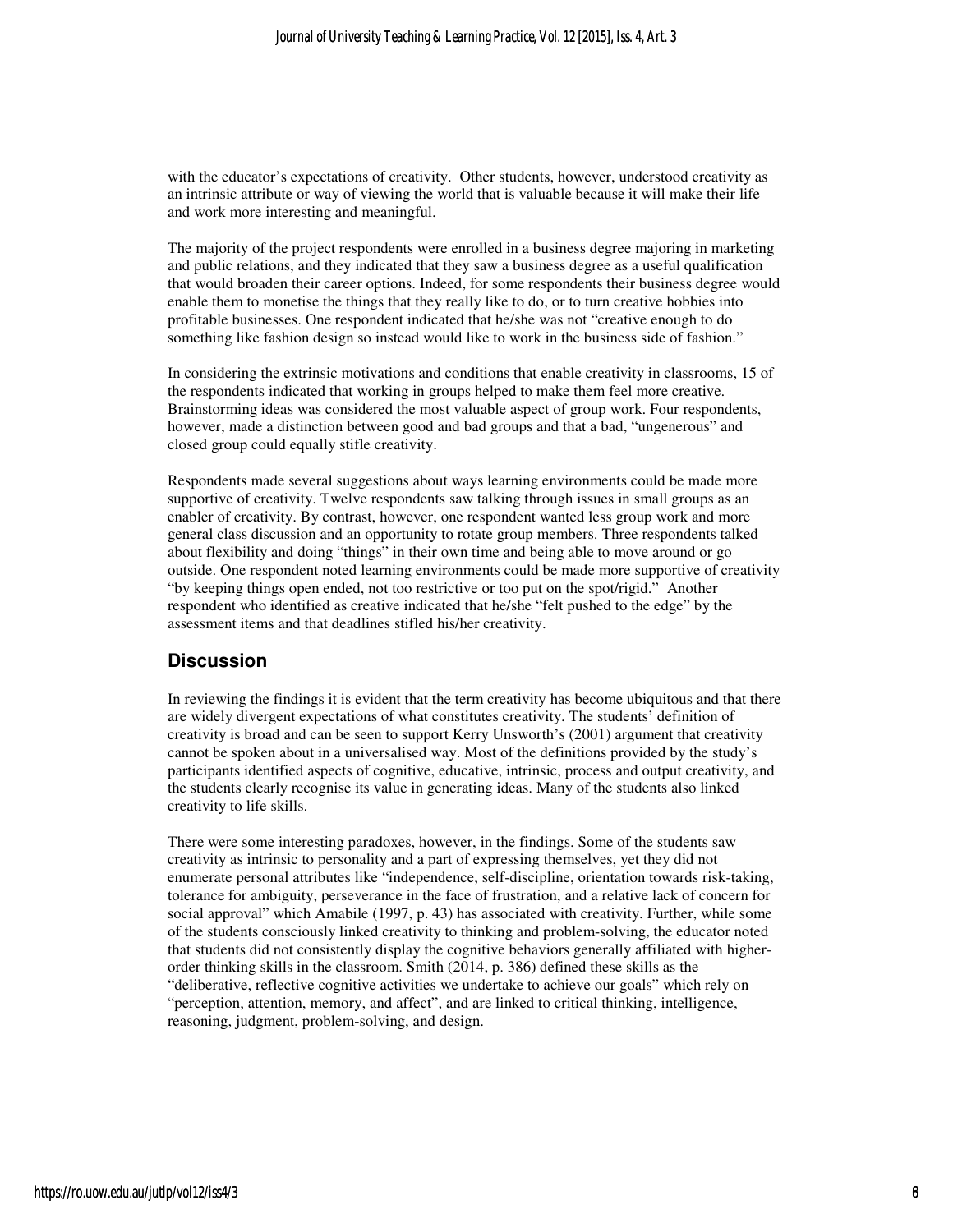with the educator's expectations of creativity. Other students, however, understood creativity as an intrinsic attribute or way of viewing the world that is valuable because it will make their life and work more interesting and meaningful.

The majority of the project respondents were enrolled in a business degree majoring in marketing and public relations, and they indicated that they saw a business degree as a useful qualification that would broaden their career options. Indeed, for some respondents their business degree would enable them to monetise the things that they really like to do, or to turn creative hobbies into profitable businesses. One respondent indicated that he/she was not "creative enough to do something like fashion design so instead would like to work in the business side of fashion."

In considering the extrinsic motivations and conditions that enable creativity in classrooms, 15 of the respondents indicated that working in groups helped to make them feel more creative. Brainstorming ideas was considered the most valuable aspect of group work. Four respondents, however, made a distinction between good and bad groups and that a bad, "ungenerous" and closed group could equally stifle creativity.

Respondents made several suggestions about ways learning environments could be made more supportive of creativity. Twelve respondents saw talking through issues in small groups as an enabler of creativity. By contrast, however, one respondent wanted less group work and more general class discussion and an opportunity to rotate group members. Three respondents talked about flexibility and doing "things" in their own time and being able to move around or go outside. One respondent noted learning environments could be made more supportive of creativity "by keeping things open ended, not too restrictive or too put on the spot/rigid." Another respondent who identified as creative indicated that he/she "felt pushed to the edge" by the assessment items and that deadlines stifled his/her creativity.

## Discussion

In reviewing the findings it is evident that the term creativity has become ubiquitous and that there are widely divergent expectations of what constitutes creativity. The students' definition of creativity is broad and can be seen to support Kerry Unsworth's (2001) argument that creativity cannot be spoken about in a universalised way. Most of the definitions provided by the study's participants identified aspects of cognitive, educative, intrinsic, process and output creativity, and the students clearly recognise its value in generating ideas. Many of the students also linked creativity to life skills.

There were some interesting paradoxes, however, in the findings. Some of the students saw creativity as intrinsic to personality and a part of expressing themselves, yet they did not enumerate personal attributes like "independence, self-discipline, orientation towards risk-taking, tolerance for ambiguity, perseverance in the face of frustration, and a relative lack of concern for social approval" which Amabile (1997, p. 43) has associated with creativity. Further, while some of the students consciously linked creativity to thinking and problem-solving, the educator noted that students did not consistently display the cognitive behaviors generally affiliated with higher-order thinking skills in the classroom. Smith (2014, p. 386) defined these skills as the "deliberative, reflective cognitive activities we undertake to achieve our goals" which rely on "perception, attention, memory, and affect", and are linked to critical thinking, intelligence, reasoning, judgment, problem-solving, and design.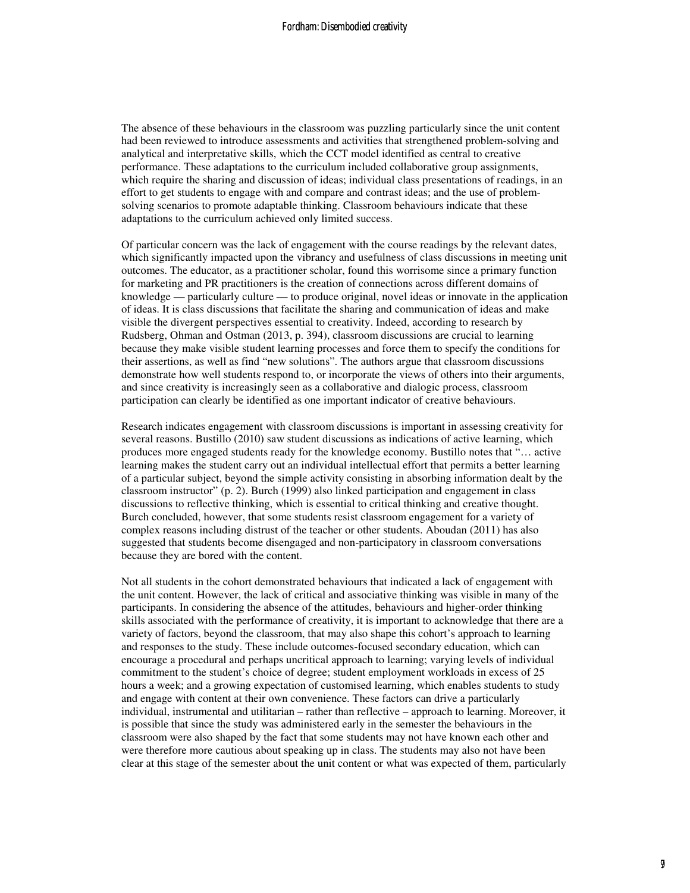The absence of these behaviours in the classroom was puzzling particularly since the unit content had been reviewed to introduce assessments and activities that strengthened problem-solving and analytical and interpretative skills, which the CCT model identified as central to creative performance. These adaptations to the curriculum included collaborative group assignments, which require the sharing and discussion of ideas; individual class presentations of readings, in an effort to get students to engage with and compare and contrast ideas; and the use of problem-solving scenarios to promote adaptable thinking. Classroom behaviours indicate that these adaptations to the curriculum achieved only limited success.

Of particular concern was the lack of engagement with the course readings by the relevant dates, which significantly impacted upon the vibrancy and usefulness of class discussions in meeting unit outcomes. The educator, as a practitioner scholar, found this worrisome since a primary function for marketing and PR practitioners is the creation of connections across different domains of knowledge — particularly culture — to produce original, novel ideas or innovate in the application of ideas. It is class discussions that facilitate the sharing and communication of ideas and make visible the divergent perspectives essential to creativity. Indeed, according to research by Rudsberg, Ohman and Ostman (2013, p. 394), classroom discussions are crucial to learning because they make visible student learning processes and force them to specify the conditions for their assertions, as well as find "new solutions". The authors argue that classroom discussions demonstrate how well students respond to, or incorporate the views of others into their arguments, and since creativity is increasingly seen as a collaborative and dialogic process, classroom participation can clearly be identified as one important indicator of creative behaviours.

Research indicates engagement with classroom discussions is important in assessing creativity for several reasons. Bustillo (2010) saw student discussions as indications of active learning, which produces more engaged students ready for the knowledge economy. Bustillo notes that "… active learning makes the student carry out an individual intellectual effort that permits a better learning of a particular subject, beyond the simple activity consisting in absorbing information dealt by the classroom instructor" (p. 2). Burch (1999) also linked participation and engagement in class discussions to reflective thinking, which is essential to critical thinking and creative thought. Burch concluded, however, that some students resist classroom engagement for a variety of complex reasons including distrust of the teacher or other students. Aboudan (2011) has also suggested that students become disengaged and non-participatory in classroom conversations because they are bored with the content.

Not all students in the cohort demonstrated behaviours that indicated a lack of engagement with the unit content. However, the lack of critical and associative thinking was visible in many of the participants. In considering the absence of the attitudes, behaviours and higher-order thinking skills associated with the performance of creativity, it is important to acknowledge that there are a variety of factors, beyond the classroom, that may also shape this cohort's approach to learning and responses to the study. These include outcomes-focused secondary education, which can encourage a procedural and perhaps uncritical approach to learning; varying levels of individual commitment to the student's choice of degree; student employment workloads in excess of 25 hours a week; and a growing expectation of customised learning, which enables students to study and engage with content at their own convenience. These factors can drive a particularly individual, instrumental and utilitarian – rather than reflective – approach to learning. Moreover, it is possible that since the study was administered early in the semester the behaviours in the classroom were also shaped by the fact that some students may not have known each other and were therefore more cautious about speaking up in class. The students may also not have been clear at this stage of the semester about the unit content or what was expected of them, particularly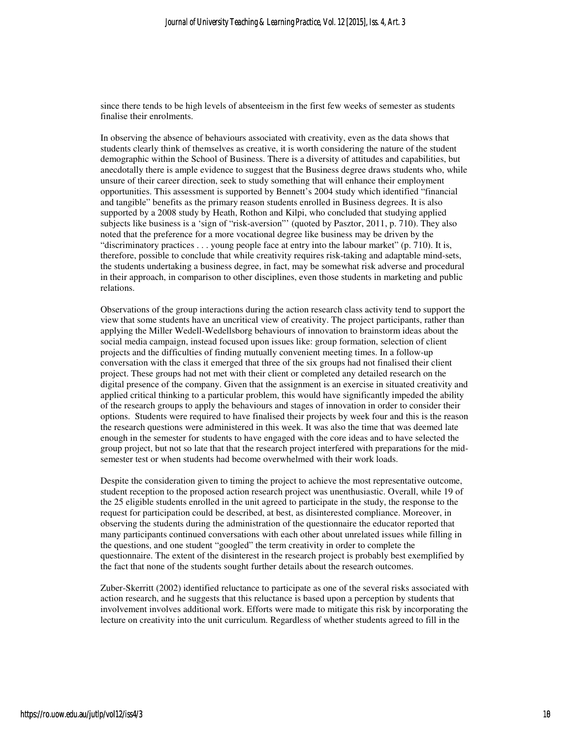since there tends to be high levels of absenteeism in the first few weeks of semester as students finalise their enrolments.

In observing the absence of behaviours associated with creativity, even as the data shows that students clearly think of themselves as creative, it is worth considering the nature of the student demographic within the School of Business. There is a diversity of attitudes and capabilities, but anecdotally there is ample evidence to suggest that the Business degree draws students who, while unsure of their career direction, seek to study something that will enhance their employment opportunities. This assessment is supported by Bennett's 2004 study which identified "financial and tangible" benefits as the primary reason students enrolled in Business degrees. It is also supported by a 2008 study by Heath, Rothon and Kilpi, who concluded that studying applied subjects like business is a 'sign of "risk-aversion"' (quoted by Pasztor, 2011, p. 710). They also noted that the preference for a more vocational degree like business may be driven by the "discriminatory practices . . . young people face at entry into the labour market" (p. 710). It is, therefore, possible to conclude that while creativity requires risk-taking and adaptable mind-sets, the students undertaking a business degree, in fact, may be somewhat risk adverse and procedural in their approach, in comparison to other disciplines, even those students in marketing and public relations.

Observations of the group interactions during the action research class activity tend to support the view that some students have an uncritical view of creativity. The project participants, rather than applying the Miller Wedell-Wedellsborg behaviours of innovation to brainstorm ideas about the social media campaign, instead focused upon issues like: group formation, selection of client projects and the difficulties of finding mutually convenient meeting times. In a follow-up conversation with the class it emerged that three of the six groups had not finalised their client project. These groups had not met with their client or completed any detailed research on the digital presence of the company. Given that the assignment is an exercise in situated creativity and applied critical thinking to a particular problem, this would have significantly impeded the ability of the research groups to apply the behaviours and stages of innovation in order to consider their options. Students were required to have finalised their projects by week four and this is the reason the research questions were administered in this week. It was also the time that was deemed late enough in the semester for students to have engaged with the core ideas and to have selected the group project, but not so late that that the research project interfered with preparations for the mid-semester test or when students had become overwhelmed with their work loads.

Despite the consideration given to timing the project to achieve the most representative outcome, student reception to the proposed action research project was unenthusiastic. Overall, while 19 of the 25 eligible students enrolled in the unit agreed to participate in the study, the response to the request for participation could be described, at best, as disinterested compliance. Moreover, in observing the students during the administration of the questionnaire the educator reported that many participants continued conversations with each other about unrelated issues while filling in the questions, and one student "googled" the term creativity in order to complete the questionnaire. The extent of the disinterest in the research project is probably best exemplified by the fact that none of the students sought further details about the research outcomes.

Zuber-Skerritt (2002) identified reluctance to participate as one of the several risks associated with action research, and he suggests that this reluctance is based upon a perception by students that involvement involves additional work. Efforts were made to mitigate this risk by incorporating the lecture on creativity into the unit curriculum. Regardless of whether students agreed to fill in the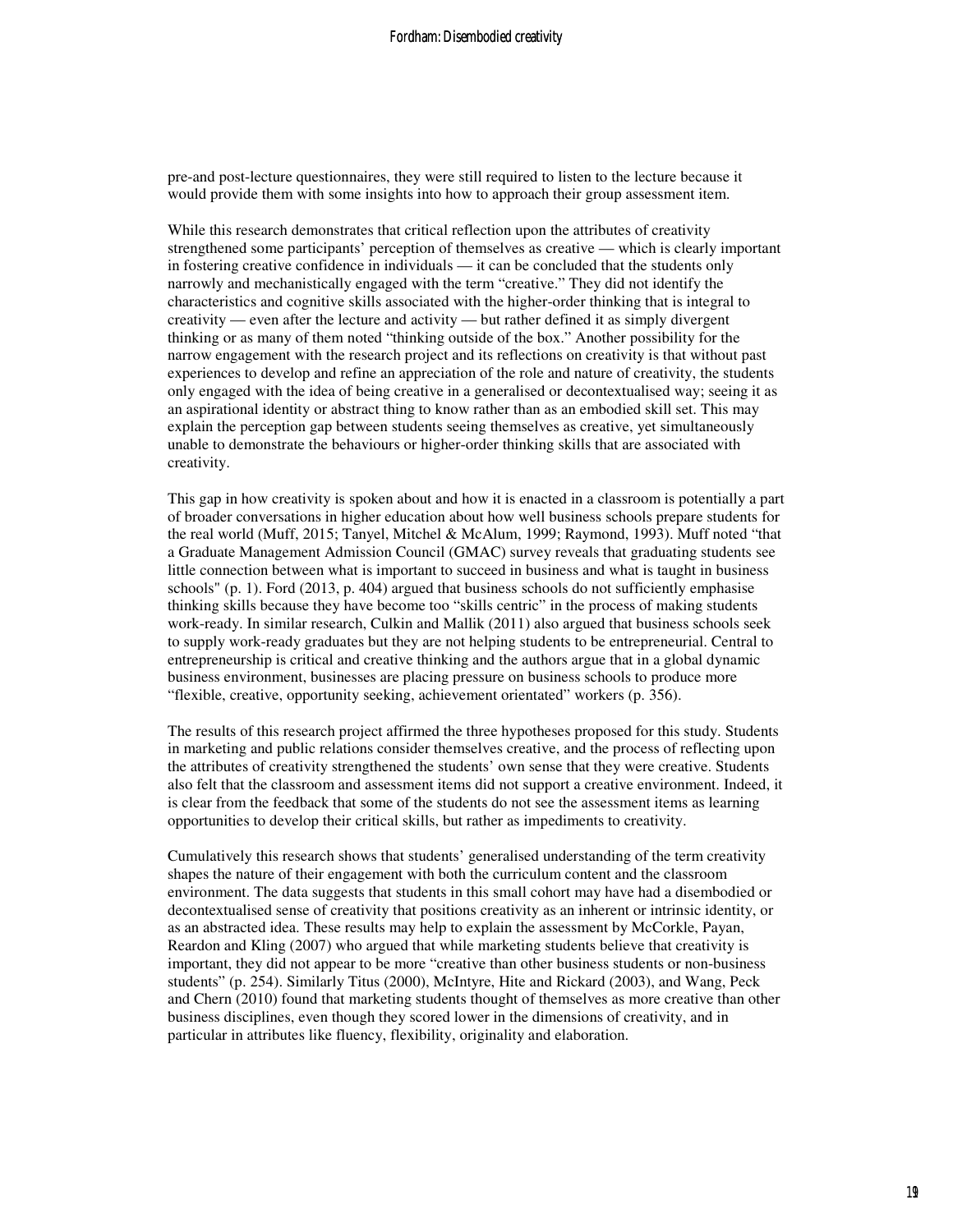pre-and post-lecture questionnaires, they were still required to listen to the lecture because it would provide them with some insights into how to approach their group assessment item.

While this research demonstrates that critical reflection upon the attributes of creativity strengthened some participants' perception of themselves as creative — which is clearly important in fostering creative confidence in individuals — it can be concluded that the students only narrowly and mechanistically engaged with the term "creative." They did not identify the characteristics and cognitive skills associated with the higher-order thinking that is integral to creativity — even after the lecture and activity — but rather defined it as simply divergent thinking or as many of them noted "thinking outside of the box." Another possibility for the narrow engagement with the research project and its reflections on creativity is that without past experiences to develop and refine an appreciation of the role and nature of creativity, the students only engaged with the idea of being creative in a generalised or decontextualised way; seeing it as an aspirational identity or abstract thing to know rather than as an embodied skill set. This may explain the perception gap between students seeing themselves as creative, yet simultaneously unable to demonstrate the behaviours or higher-order thinking skills that are associated with creativity.

This gap in how creativity is spoken about and how it is enacted in a classroom is potentially a part of broader conversations in higher education about how well business schools prepare students for the real world (Muff, 2015; Tanyel, Mitchel & McAlum, 1999; Raymond, 1993). Muff noted "that a Graduate Management Admission Council (GMAC) survey reveals that graduating students see little connection between what is important to succeed in business and what is taught in business schools" (p. 1). Ford (2013, p. 404) argued that business schools do not sufficiently emphasise thinking skills because they have become too "skills centric" in the process of making students work-ready. In similar research, Culkin and Mallik (2011) also argued that business schools seek to supply work-ready graduates but they are not helping students to be entrepreneurial. Central to entrepreneurship is critical and creative thinking and the authors argue that in a global dynamic business environment, businesses are placing pressure on business schools to produce more "flexible, creative, opportunity seeking, achievement orientated" workers (p. 356).

The results of this research project affirmed the three hypotheses proposed for this study. Students in marketing and public relations consider themselves creative, and the process of reflecting upon the attributes of creativity strengthened the students' own sense that they were creative. Students also felt that the classroom and assessment items did not support a creative environment. Indeed, it is clear from the feedback that some of the students do not see the assessment items as learning opportunities to develop their critical skills, but rather as impediments to creativity.

Cumulatively this research shows that students' generalised understanding of the term creativity shapes the nature of their engagement with both the curriculum content and the classroom environment. The data suggests that students in this small cohort may have had a disembodied or decontextualised sense of creativity that positions creativity as an inherent or intrinsic identity, or as an abstracted idea. These results may help to explain the assessment by McCorkle, Payan, Reardon and Kling (2007) who argued that while marketing students believe that creativity is important, they did not appear to be more "creative than other business students or non-business students" (p. 254). Similarly Titus (2000), McIntyre, Hite and Rickard (2003), and Wang, Peck and Chern (2010) found that marketing students thought of themselves as more creative than other business disciplines, even though they scored lower in the dimensions of creativity, and in particular in attributes like fluency, flexibility, originality and elaboration.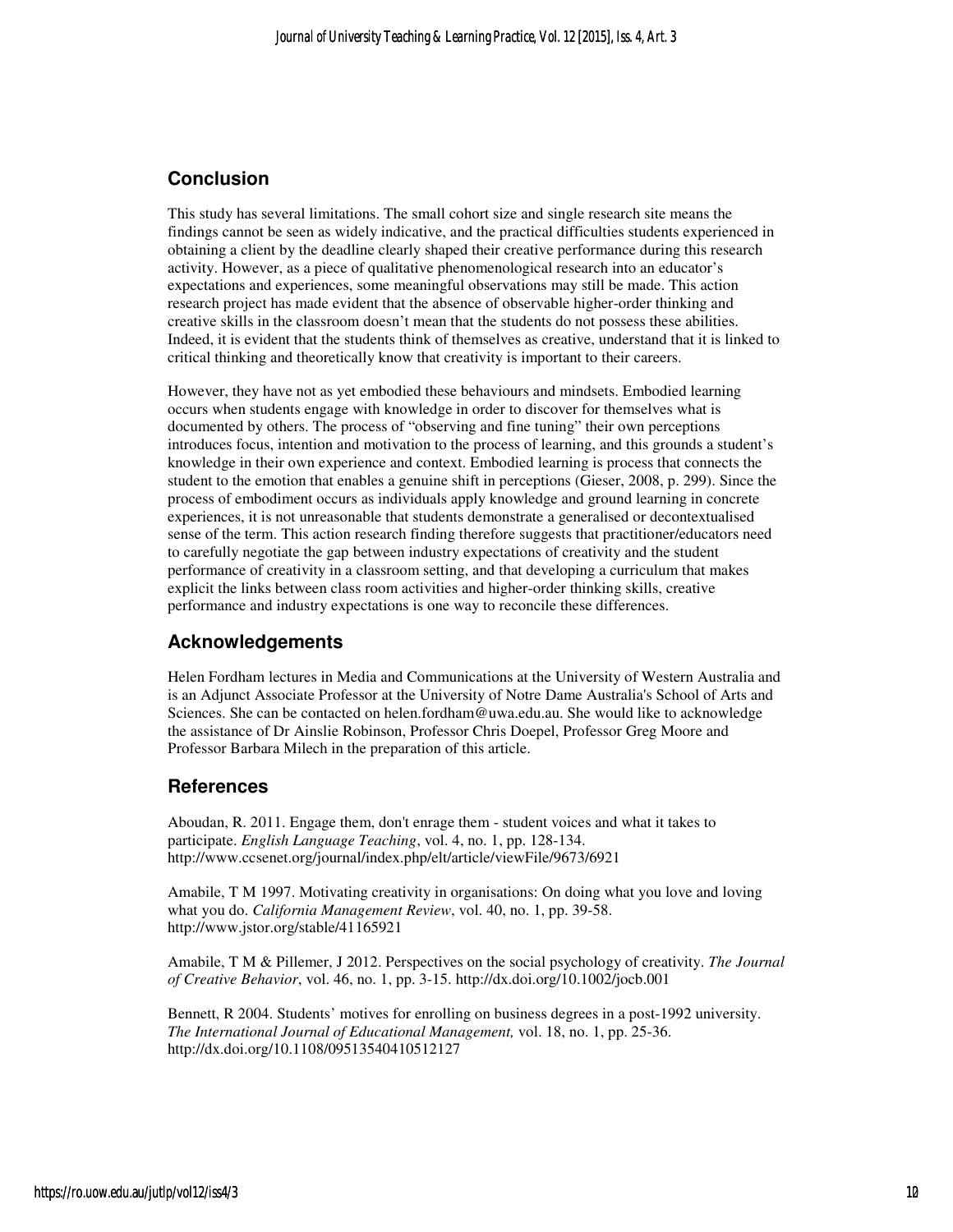## Conclusion

This study has several limitations. The small cohort size and single research site means the findings cannot be seen as widely indicative, and the practical difficulties students experienced in obtaining a client by the deadline clearly shaped their creative performance during this research activity. However, as a piece of qualitative phenomenological research into an educator's expectations and experiences, some meaningful observations may still be made. This action research project has made evident that the absence of observable higher-order thinking and creative skills in the classroom doesn't mean that the students do not possess these abilities. Indeed, it is evident that the students think of themselves as creative, understand that it is linked to critical thinking and theoretically know that creativity is important to their careers.

However, they have not as yet embodied these behaviours and mindsets. Embodied learning occurs when students engage with knowledge in order to discover for themselves what is documented by others. The process of "observing and fine tuning" their own perceptions introduces focus, intention and motivation to the process of learning, and this grounds a student's knowledge in their own experience and context. Embodied learning is process that connects the student to the emotion that enables a genuine shift in perceptions (Gieser, 2008, p. 299). Since the process of embodiment occurs as individuals apply knowledge and ground learning in concrete experiences, it is not unreasonable that students demonstrate a generalised or decontextualised sense of the term. This action research finding therefore suggests that practitioner/educators need to carefully negotiate the gap between industry expectations of creativity and the student performance of creativity in a classroom setting, and that developing a curriculum that makes explicit the links between class room activities and higher-order thinking skills, creative performance and industry expectations is one way to reconcile these differences.

## Acknowledgements

Helen Fordham lectures in Media and Communications at the University of Western Australia and is an Adjunct Associate Professor at the University of Notre Dame Australia's School of Arts and Sciences. She can be contacted on helen.fordham@uwa.edu.au. She would like to acknowledge the assistance of Dr Ainslie Robinson, Professor Chris Doepel, Professor Greg Moore and Professor Barbara Milech in the preparation of this article.

## References

Aboudan, R. 2011. Engage them, don't enrage them - student voices and what it takes to participate. *English Language Teaching*, vol. 4, no. 1, pp. 128-134. http://www.ccsenet.org/journal/index.php/elt/article/viewFile/9673/6921

Amabile, T M 1997. Motivating creativity in organisations: On doing what you love and loving what you do. *California Management Review*, vol. 40, no. 1, pp. 39-58. http://www.jstor.org/stable/41165921

Amabile, T M & Pillemer, J 2012. Perspectives on the social psychology of creativity. *The Journal of Creative Behavior*, vol. 46, no. 1, pp. 3-15. http://dx.doi.org/10.1002/jocb.001

Bennett, R 2004. Students' motives for enrolling on business degrees in a post-1992 university. *The International Journal of Educational Management,* vol. 18, no. 1, pp. 25-36. http://dx.doi.org/10.1108/09513540410512127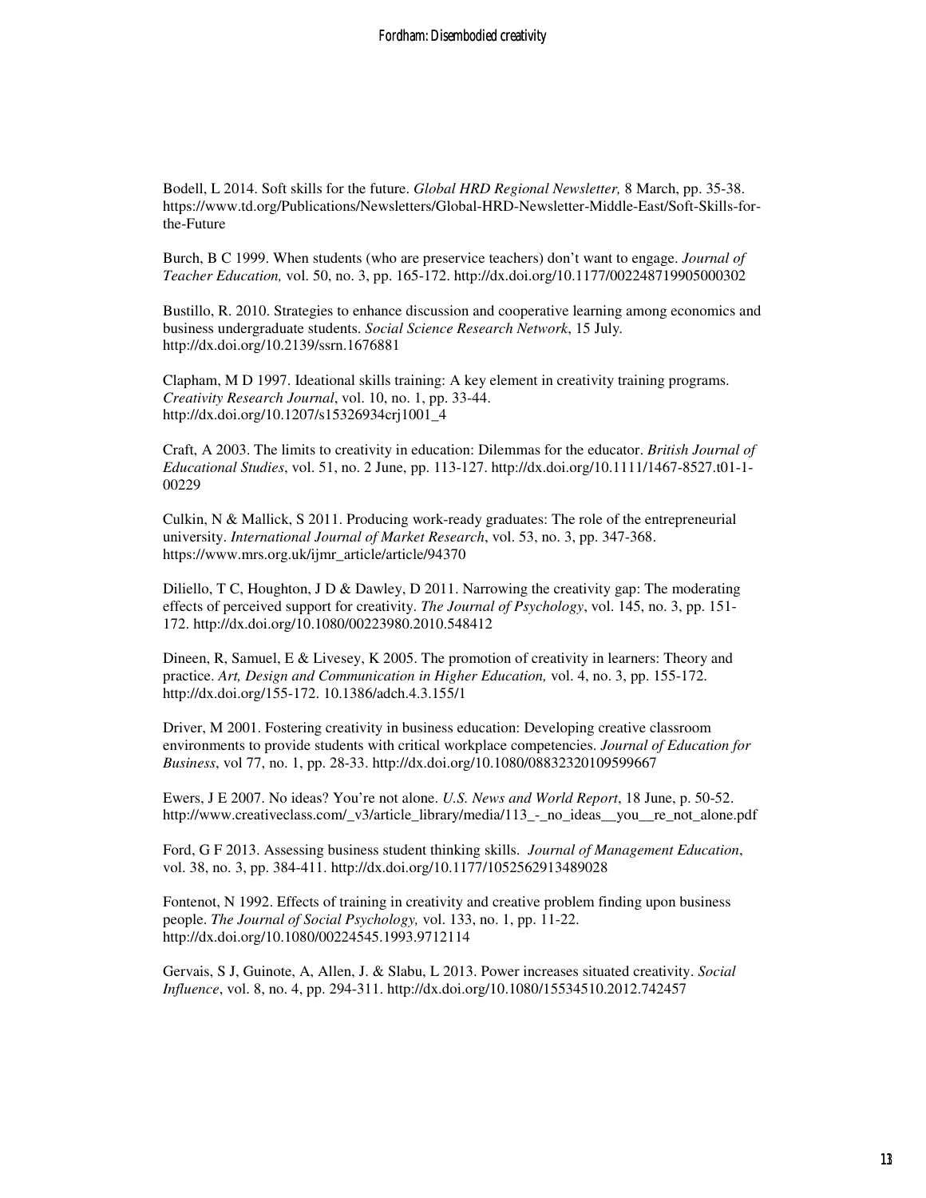Bodell, L 2014. Soft skills for the future. *Global HRD Regional Newsletter,* 8 March, pp. 35-38. https://www.td.org/Publications/Newsletters/Global-HRD-Newsletter-Middle-East/Soft-Skills-for-the-Future

Burch, B C 1999. When students (who are preservice teachers) don't want to engage. *Journal of Teacher Education,* vol. 50, no. 3, pp. 165-172. http://dx.doi.org/10.1177/002248719905000302

Bustillo, R. 2010. Strategies to enhance discussion and cooperative learning among economics and business undergraduate students. *Social Science Research Network*, 15 July. http://dx.doi.org/10.2139/ssrn.1676881

Clapham, M D 1997. Ideational skills training: A key element in creativity training programs. *Creativity Research Journal*, vol. 10, no. 1, pp. 33-44. http://dx.doi.org/10.1207/s15326934crj1001_4

Craft, A 2003. The limits to creativity in education: Dilemmas for the educator. *British Journal of Educational Studies*, vol. 51, no. 2 June, pp. 113-127. http://dx.doi.org/10.1111/1467-8527.t01-1-00229

Culkin, N & Mallick, S 2011. Producing work-ready graduates: The role of the entrepreneurial university. *International Journal of Market Research*, vol. 53, no. 3, pp. 347-368. https://www.mrs.org.uk/ijmr_article/article/94370

Diliello, T C, Houghton, J D & Dawley, D 2011. Narrowing the creativity gap: The moderating effects of perceived support for creativity. *The Journal of Psychology*, vol. 145, no. 3, pp. 151-172. http://dx.doi.org/10.1080/00223980.2010.548412

Dineen, R, Samuel, E & Livesey, K 2005. The promotion of creativity in learners: Theory and practice. *Art, Design and Communication in Higher Education,* vol. 4, no. 3, pp. 155-172. http://dx.doi.org/155-172. 10.1386/adch.4.3.155/1

Driver, M 2001. Fostering creativity in business education: Developing creative classroom environments to provide students with critical workplace competencies. *Journal of Education for Business*, vol 77, no. 1, pp. 28-33. http://dx.doi.org/10.1080/08832320109599667

Ewers, J E 2007. No ideas? You're not alone. *U.S. News and World Report*, 18 June, p. 50-52. http://www.creativeclass.com/_v3/article_library/media/113_-_no_ideas__you__re_not_alone.pdf

Ford, G F 2013. Assessing business student thinking skills. *Journal of Management Education*, vol. 38, no. 3, pp. 384-411. http://dx.doi.org/10.1177/1052562913489028

Fontenot, N 1992. Effects of training in creativity and creative problem finding upon business people. *The Journal of Social Psychology,* vol. 133, no. 1, pp. 11-22. http://dx.doi.org/10.1080/00224545.1993.9712114

Gervais, S J, Guinote, A, Allen, J. & Slabu, L 2013. Power increases situated creativity. *Social Influence*, vol. 8, no. 4, pp. 294-311. http://dx.doi.org/10.1080/15534510.2012.742457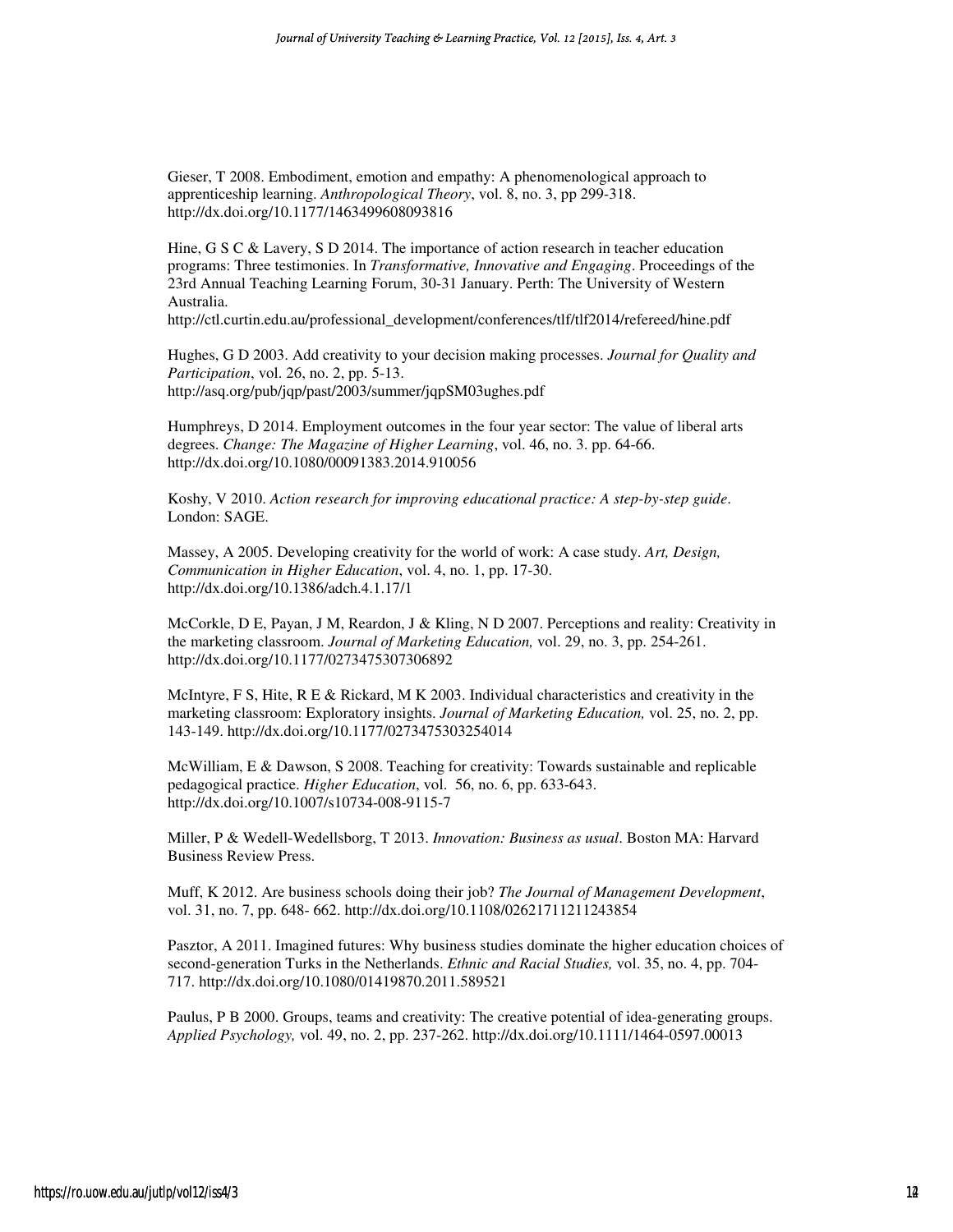Gieser, T 2008. Embodiment, emotion and empathy: A phenomenological approach to apprenticeship learning. *Anthropological Theory*, vol. 8, no. 3, pp 299-318. http://dx.doi.org/10.1177/1463499608093816

Hine, G S C & Lavery, S D 2014. The importance of action research in teacher education programs: Three testimonies. In *Transformative, Innovative and Engaging*. Proceedings of the 23rd Annual Teaching Learning Forum, 30-31 January. Perth: The University of Western Australia. http://ctl.curtin.edu.au/professional_development/conferences/tlf/tlf2014/refereed/hine.pdf

Hughes, G D 2003. Add creativity to your decision making processes. *Journal for Quality and Participation*, vol. 26, no. 2, pp. 5-13. http://asq.org/pub/jqp/past/2003/summer/jqpSM03ughes.pdf

Humphreys, D 2014. Employment outcomes in the four year sector: The value of liberal arts degrees. *Change: The Magazine of Higher Learning*, vol. 46, no. 3. pp. 64-66. http://dx.doi.org/10.1080/00091383.2014.910056

Koshy, V 2010. *Action research for improving educational practice: A step-by-step guide*. London: SAGE.

Massey, A 2005. Developing creativity for the world of work: A case study. *Art, Design, Communication in Higher Education*, vol. 4, no. 1, pp. 17-30. http://dx.doi.org/10.1386/adch.4.1.17/1

McCorkle, D E, Payan, J M, Reardon, J & Kling, N D 2007. Perceptions and reality: Creativity in the marketing classroom. *Journal of Marketing Education,* vol. 29, no. 3, pp. 254-261. http://dx.doi.org/10.1177/0273475307306892

McIntyre, F S, Hite, R E & Rickard, M K 2003. Individual characteristics and creativity in the marketing classroom: Exploratory insights. *Journal of Marketing Education,* vol. 25, no. 2, pp. 143-149. http://dx.doi.org/10.1177/0273475303254014

McWilliam, E & Dawson, S 2008. Teaching for creativity: Towards sustainable and replicable pedagogical practice. *Higher Education*, vol. 56, no. 6, pp. 633-643. http://dx.doi.org/10.1007/s10734-008-9115-7

Miller, P & Wedell-Wedellsborg, T 2013. *Innovation: Business as usual*. Boston MA: Harvard Business Review Press.

Muff, K 2012. Are business schools doing their job? *The Journal of Management Development*, vol. 31, no. 7, pp. 648- 662. http://dx.doi.org/10.1108/02621711211243854

Pasztor, A 2011. Imagined futures: Why business studies dominate the higher education choices of second-generation Turks in the Netherlands. *Ethnic and Racial Studies,* vol. 35, no. 4, pp. 704-717. http://dx.doi.org/10.1080/01419870.2011.589521

Paulus, P B 2000. Groups, teams and creativity: The creative potential of idea-generating groups. *Applied Psychology,* vol. 49, no. 2, pp. 237-262. http://dx.doi.org/10.1111/1464-0597.00013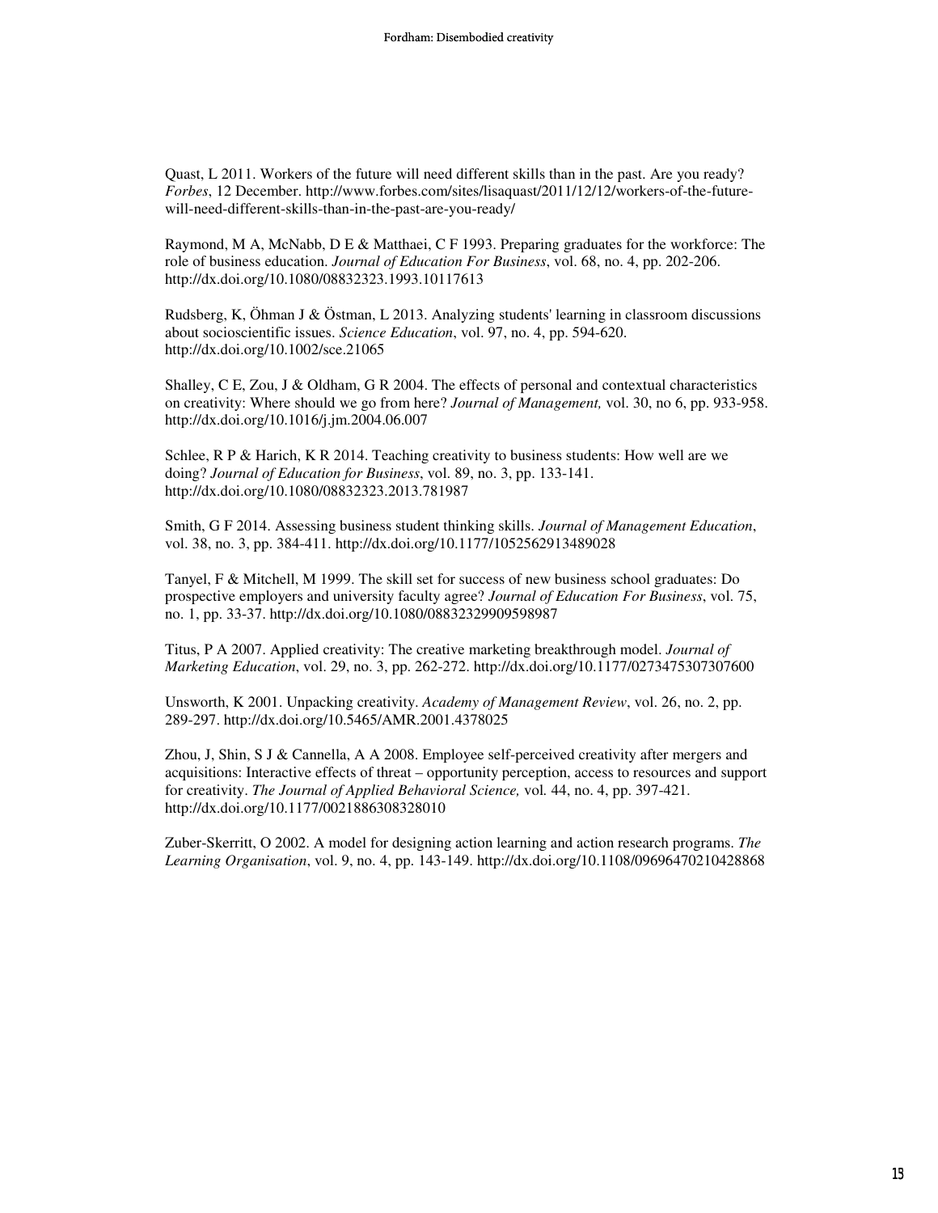Quast, L 2011. Workers of the future will need different skills than in the past. Are you ready? *Forbes*, 12 December. http://www.forbes.com/sites/lisaquast/2011/12/12/workers-of-the-future-will-need-different-skills-than-in-the-past-are-you-ready/

Raymond, M A, McNabb, D E & Matthaei, C F 1993. Preparing graduates for the workforce: The role of business education. *Journal of Education For Business*, vol. 68, no. 4, pp. 202-206. http://dx.doi.org/10.1080/08832323.1993.10117613

Rudsberg, K, Öhman J & Östman, L 2013. Analyzing students' learning in classroom discussions about socioscientific issues. *Science Education*, vol. 97, no. 4, pp. 594-620. http://dx.doi.org/10.1002/sce.21065

Shalley, C E, Zou, J & Oldham, G R 2004. The effects of personal and contextual characteristics on creativity: Where should we go from here? *Journal of Management,* vol. 30, no 6, pp. 933-958. http://dx.doi.org/10.1016/j.jm.2004.06.007

Schlee, R P & Harich, K R 2014. Teaching creativity to business students: How well are we doing? *Journal of Education for Business*, vol. 89, no. 3, pp. 133-141. http://dx.doi.org/10.1080/08832323.2013.781987

Smith, G F 2014. Assessing business student thinking skills. *Journal of Management Education*, vol. 38, no. 3, pp. 384-411. http://dx.doi.org/10.1177/1052562913489028

Tanyel, F & Mitchell, M 1999. The skill set for success of new business school graduates: Do prospective employers and university faculty agree? *Journal of Education For Business*, vol. 75, no. 1, pp. 33-37. http://dx.doi.org/10.1080/08832329909598987

Titus, P A 2007. Applied creativity: The creative marketing breakthrough model. *Journal of Marketing Education*, vol. 29, no. 3, pp. 262-272. http://dx.doi.org/10.1177/0273475307307600

Unsworth, K 2001. Unpacking creativity. *Academy of Management Review*, vol. 26, no. 2, pp. 289-297. http://dx.doi.org/10.5465/AMR.2001.4378025

Zhou, J, Shin, S J & Cannella, A A 2008. Employee self-perceived creativity after mergers and acquisitions: Interactive effects of threat – opportunity perception, access to resources and support for creativity. *The Journal of Applied Behavioral Science,* vol*.* 44, no. 4, pp. 397-421. http://dx.doi.org/10.1177/0021886308328010

Zuber-Skerritt, O 2002. A model for designing action learning and action research programs. *The Learning Organisation*, vol. 9, no. 4, pp. 143-149. http://dx.doi.org/10.1108/09696470210428868